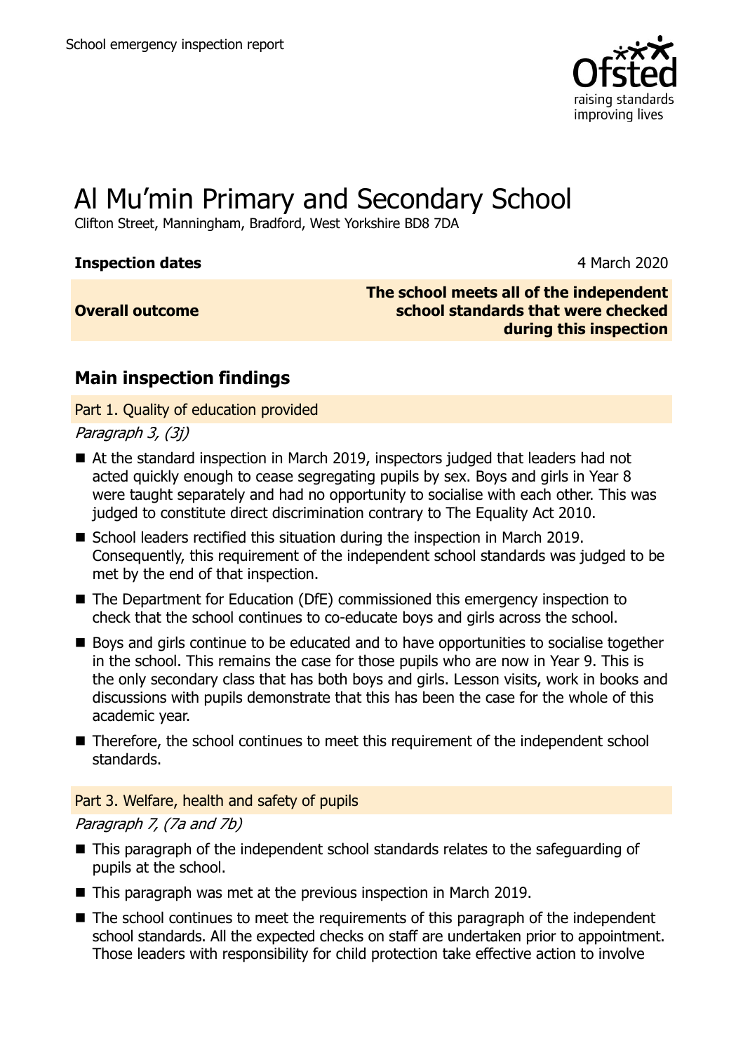# Al Mu'min Primary and Secondary School

Clifton Street, Manningham, Bradford, West Yorkshire BD8 7DA

| **Inspection dates** | 4 March 2020 |
| --- | --- |
| **Overall outcome** | **The school meets all of the independent school standards that were checked during this inspection** |

## Main inspection findings

### Part 1. Quality of education provided

*Paragraph 3, (3j)*

- At the standard inspection in March 2019, inspectors judged that leaders had not acted quickly enough to cease segregating pupils by sex. Boys and girls in Year 8 were taught separately and had no opportunity to socialise with each other. This was judged to constitute direct discrimination contrary to The Equality Act 2010.
- School leaders rectified this situation during the inspection in March 2019. Consequently, this requirement of the independent school standards was judged to be met by the end of that inspection.
- The Department for Education (DfE) commissioned this emergency inspection to check that the school continues to co-educate boys and girls across the school.
- Boys and girls continue to be educated and to have opportunities to socialise together in the school. This remains the case for those pupils who are now in Year 9. This is the only secondary class that has both boys and girls. Lesson visits, work in books and discussions with pupils demonstrate that this has been the case for the whole of this academic year.
- Therefore, the school continues to meet this requirement of the independent school standards.

### Part 3. Welfare, health and safety of pupils

*Paragraph 7, (7a and 7b)*

- This paragraph of the independent school standards relates to the safeguarding of pupils at the school.
- This paragraph was met at the previous inspection in March 2019.
- The school continues to meet the requirements of this paragraph of the independent school standards. All the expected checks on staff are undertaken prior to appointment. Those leaders with responsibility for child protection take effective action to involve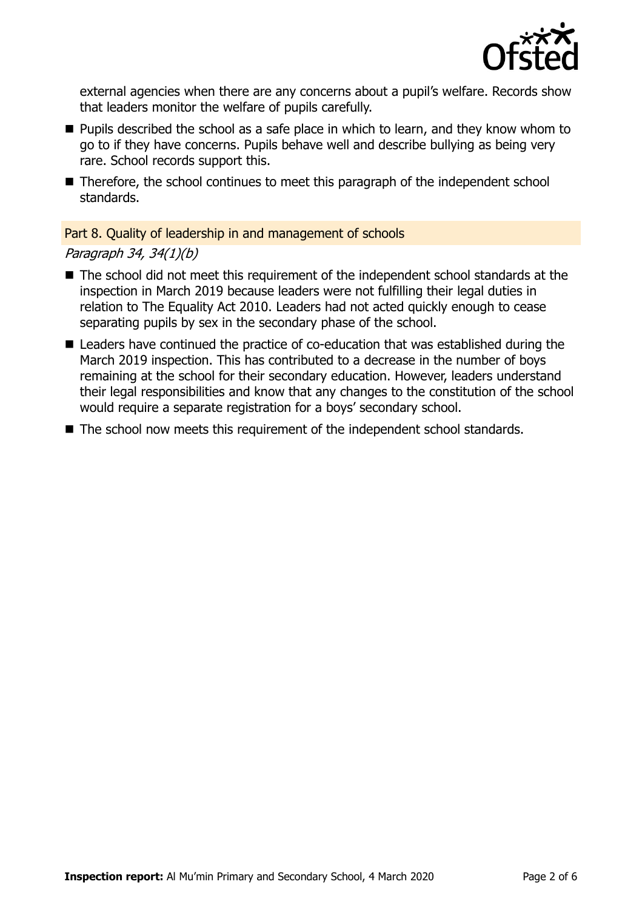external agencies when there are any concerns about a pupil's welfare. Records show that leaders monitor the welfare of pupils carefully.

- Pupils described the school as a safe place in which to learn, and they know whom to go to if they have concerns. Pupils behave well and describe bullying as being very rare. School records support this.
- Therefore, the school continues to meet this paragraph of the independent school standards.

### Part 8. Quality of leadership in and management of schools

*Paragraph 34, 34(1)(b)*

- The school did not meet this requirement of the independent school standards at the inspection in March 2019 because leaders were not fulfilling their legal duties in relation to The Equality Act 2010. Leaders had not acted quickly enough to cease separating pupils by sex in the secondary phase of the school.
- Leaders have continued the practice of co-education that was established during the March 2019 inspection. This has contributed to a decrease in the number of boys remaining at the school for their secondary education. However, leaders understand their legal responsibilities and know that any changes to the constitution of the school would require a separate registration for a boys' secondary school.
- The school now meets this requirement of the independent school standards.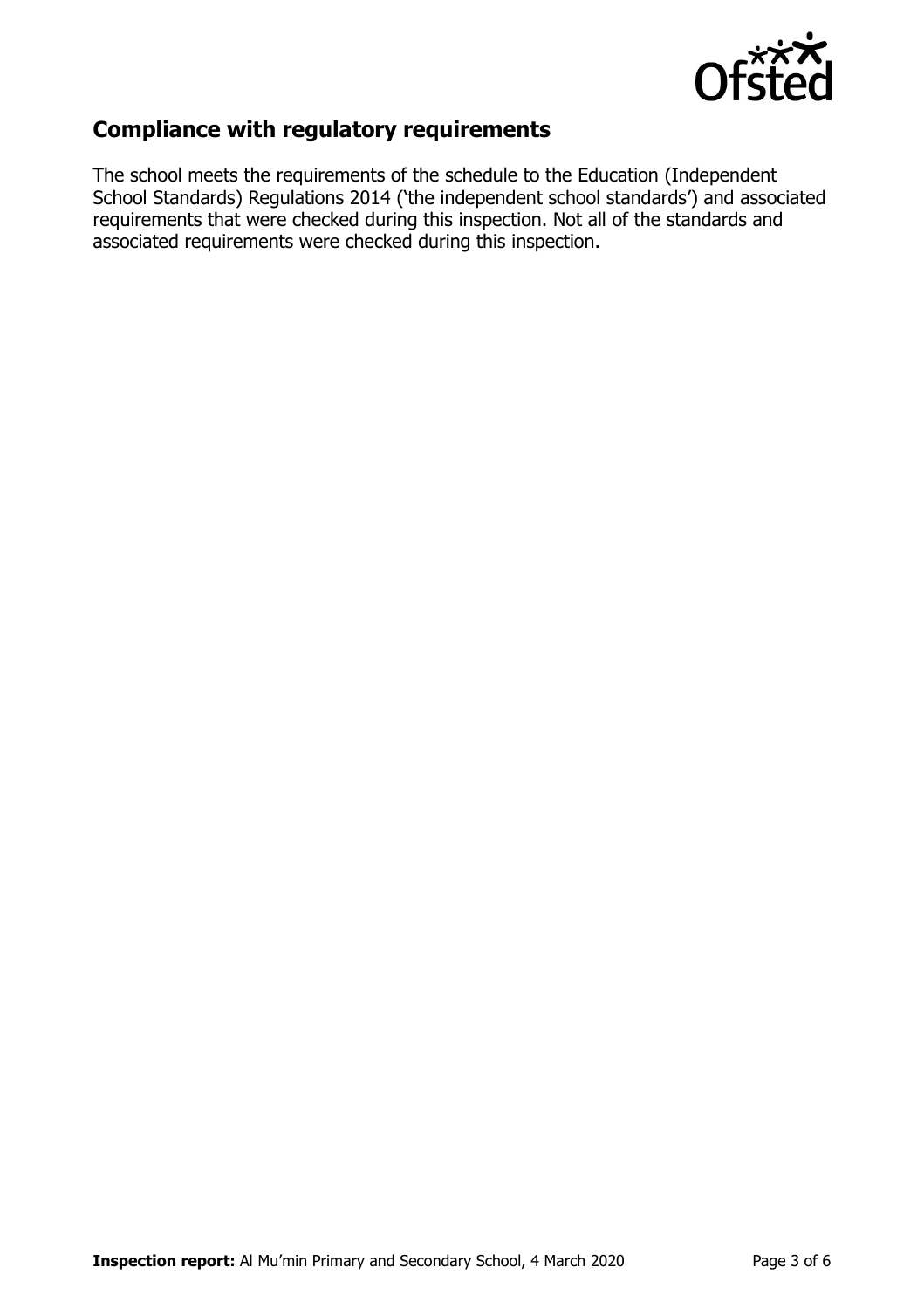## Compliance with regulatory requirements

The school meets the requirements of the schedule to the Education (Independent School Standards) Regulations 2014 ('the independent school standards') and associated requirements that were checked during this inspection. Not all of the standards and associated requirements were checked during this inspection.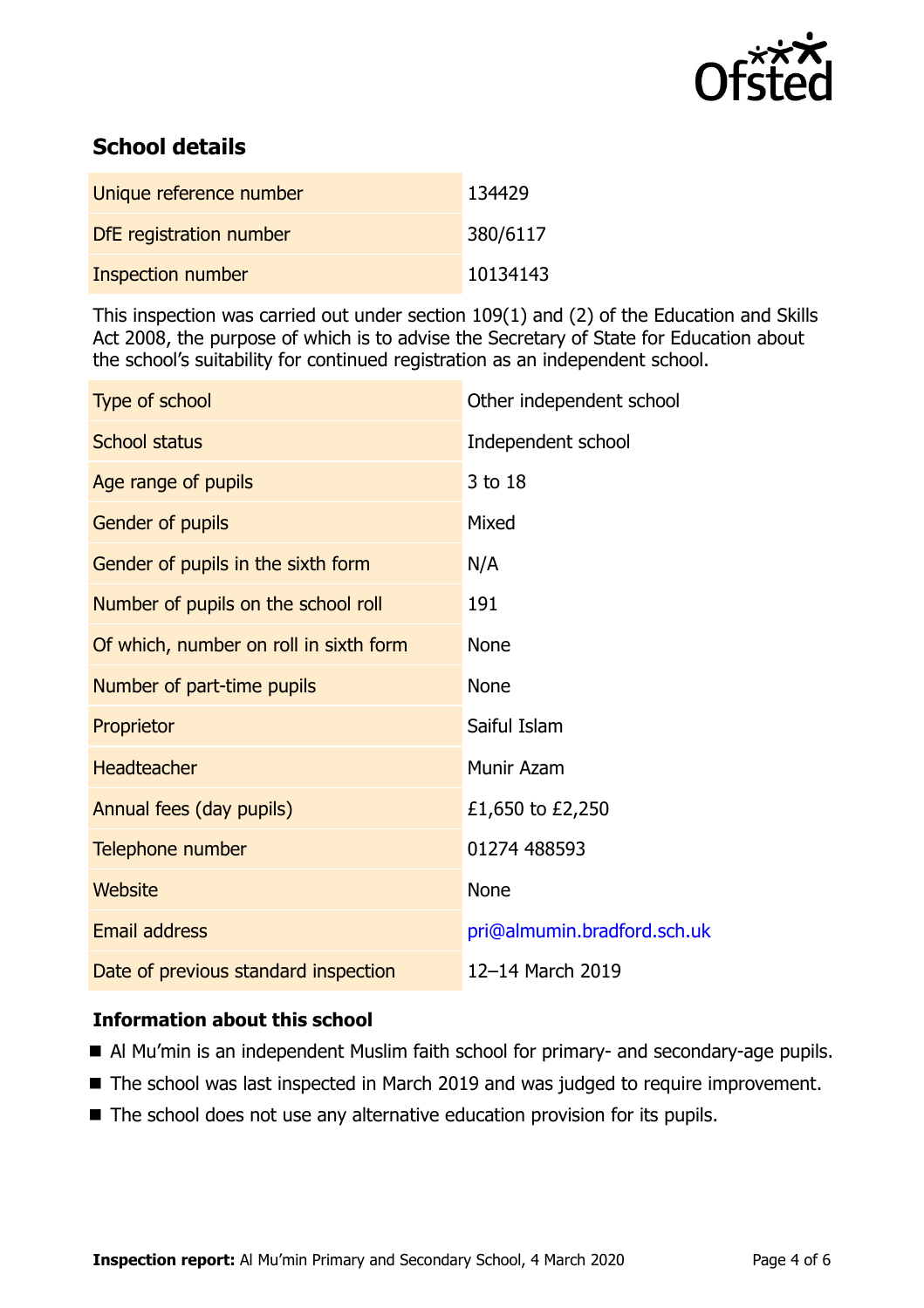## School details

| | |
|---|---|
| Unique reference number | 134429 |
| DfE registration number | 380/6117 |
| Inspection number | 10134143 |

This inspection was carried out under section 109(1) and (2) of the Education and Skills Act 2008, the purpose of which is to advise the Secretary of State for Education about the school's suitability for continued registration as an independent school.

| | |
|---|---|
| Type of school | Other independent school |
| School status | Independent school |
| Age range of pupils | 3 to 18 |
| Gender of pupils | Mixed |
| Gender of pupils in the sixth form | N/A |
| Number of pupils on the school roll | 191 |
| Of which, number on roll in sixth form | None |
| Number of part-time pupils | None |
| Proprietor | Saiful Islam |
| Headteacher | Munir Azam |
| Annual fees (day pupils) | £1,650 to £2,250 |
| Telephone number | 01274 488593 |
| Website | None |
| Email address | pri@almumin.bradford.sch.uk |
| Date of previous standard inspection | 12–14 March 2019 |

### Information about this school

- Al Mu'min is an independent Muslim faith school for primary- and secondary-age pupils.
- The school was last inspected in March 2019 and was judged to require improvement.
- The school does not use any alternative education provision for its pupils.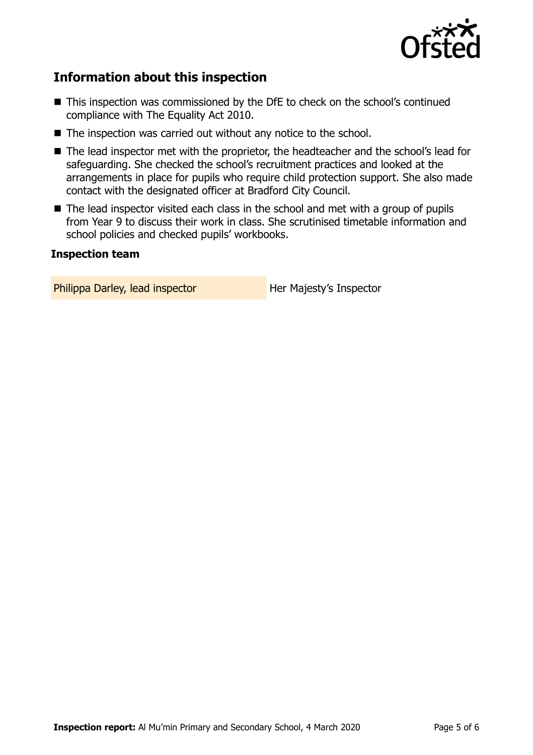## Information about this inspection

- This inspection was commissioned by the DfE to check on the school's continued compliance with The Equality Act 2010.
- The inspection was carried out without any notice to the school.
- The lead inspector met with the proprietor, the headteacher and the school's lead for safeguarding. She checked the school's recruitment practices and looked at the arrangements in place for pupils who require child protection support. She also made contact with the designated officer at Bradford City Council.
- The lead inspector visited each class in the school and met with a group of pupils from Year 9 to discuss their work in class. She scrutinised timetable information and school policies and checked pupils' workbooks.

### Inspection team

| | |
|---|---|
| Philippa Darley, lead inspector | Her Majesty's Inspector |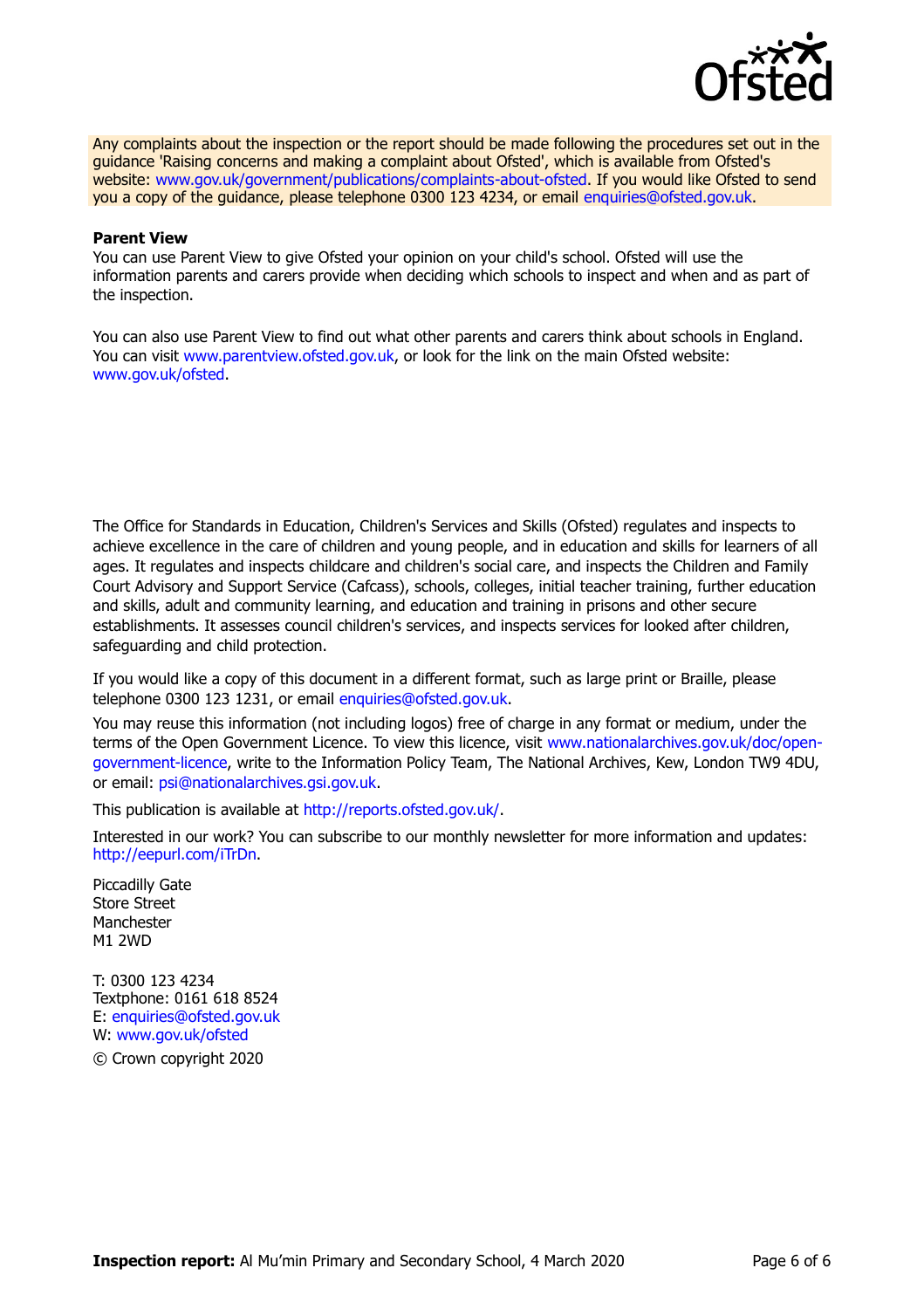Any complaints about the inspection or the report should be made following the procedures set out in the guidance 'Raising concerns and making a complaint about Ofsted', which is available from Ofsted's website: www.gov.uk/government/publications/complaints-about-ofsted. If you would like Ofsted to send you a copy of the guidance, please telephone 0300 123 4234, or email enquiries@ofsted.gov.uk.

**Parent View**

You can use Parent View to give Ofsted your opinion on your child's school. Ofsted will use the information parents and carers provide when deciding which schools to inspect and when and as part of the inspection.

You can also use Parent View to find out what other parents and carers think about schools in England. You can visit www.parentview.ofsted.gov.uk, or look for the link on the main Ofsted website: www.gov.uk/ofsted.

The Office for Standards in Education, Children's Services and Skills (Ofsted) regulates and inspects to achieve excellence in the care of children and young people, and in education and skills for learners of all ages. It regulates and inspects childcare and children's social care, and inspects the Children and Family Court Advisory and Support Service (Cafcass), schools, colleges, initial teacher training, further education and skills, adult and community learning, and education and training in prisons and other secure establishments. It assesses council children's services, and inspects services for looked after children, safeguarding and child protection.

If you would like a copy of this document in a different format, such as large print or Braille, please telephone 0300 123 1231, or email enquiries@ofsted.gov.uk.

You may reuse this information (not including logos) free of charge in any format or medium, under the terms of the Open Government Licence. To view this licence, visit www.nationalarchives.gov.uk/doc/open-government-licence, write to the Information Policy Team, The National Archives, Kew, London TW9 4DU, or email: psi@nationalarchives.gsi.gov.uk.

This publication is available at http://reports.ofsted.gov.uk/.

Interested in our work? You can subscribe to our monthly newsletter for more information and updates: http://eepurl.com/iTrDn.

Piccadilly Gate
Store Street
Manchester
M1 2WD

T: 0300 123 4234
Textphone: 0161 618 8524
E: enquiries@ofsted.gov.uk
W: www.gov.uk/ofsted

© Crown copyright 2020